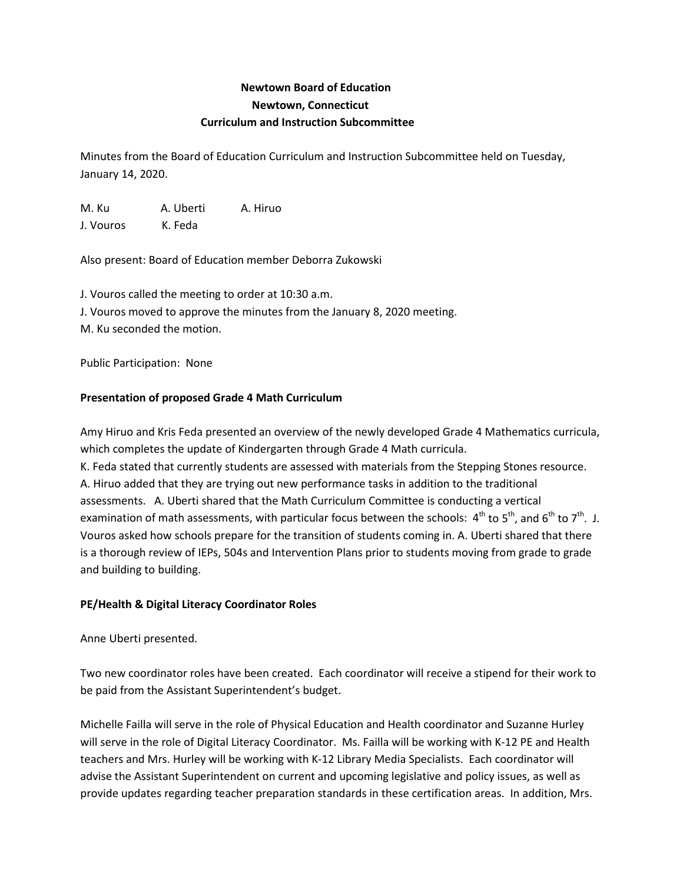**Newtown Board of Education**
**Newtown, Connecticut**
**Curriculum and Instruction Subcommittee**

Minutes from the Board of Education Curriculum and Instruction Subcommittee held on Tuesday, January 14, 2020.

M. Ku A. Uberti A. Hiruo
J. Vouros K. Feda

Also present: Board of Education member Deborra Zukowski

J. Vouros called the meeting to order at 10:30 a.m.
J. Vouros moved to approve the minutes from the January 8, 2020 meeting.
M. Ku seconded the motion.

Public Participation: None

**Presentation of proposed Grade 4 Math Curriculum**

Amy Hiruo and Kris Feda presented an overview of the newly developed Grade 4 Mathematics curricula, which completes the update of Kindergarten through Grade 4 Math curricula.
K. Feda stated that currently students are assessed with materials from the Stepping Stones resource. A. Hiruo added that they are trying out new performance tasks in addition to the traditional assessments. A. Uberti shared that the Math Curriculum Committee is conducting a vertical examination of math assessments, with particular focus between the schools: 4th to 5th, and 6th to 7th. J. Vouros asked how schools prepare for the transition of students coming in. A. Uberti shared that there is a thorough review of IEPs, 504s and Intervention Plans prior to students moving from grade to grade and building to building.

**PE/Health & Digital Literacy Coordinator Roles**

Anne Uberti presented.

Two new coordinator roles have been created. Each coordinator will receive a stipend for their work to be paid from the Assistant Superintendent's budget.

Michelle Failla will serve in the role of Physical Education and Health coordinator and Suzanne Hurley will serve in the role of Digital Literacy Coordinator. Ms. Failla will be working with K-12 PE and Health teachers and Mrs. Hurley will be working with K-12 Library Media Specialists. Each coordinator will advise the Assistant Superintendent on current and upcoming legislative and policy issues, as well as provide updates regarding teacher preparation standards in these certification areas. In addition, Mrs.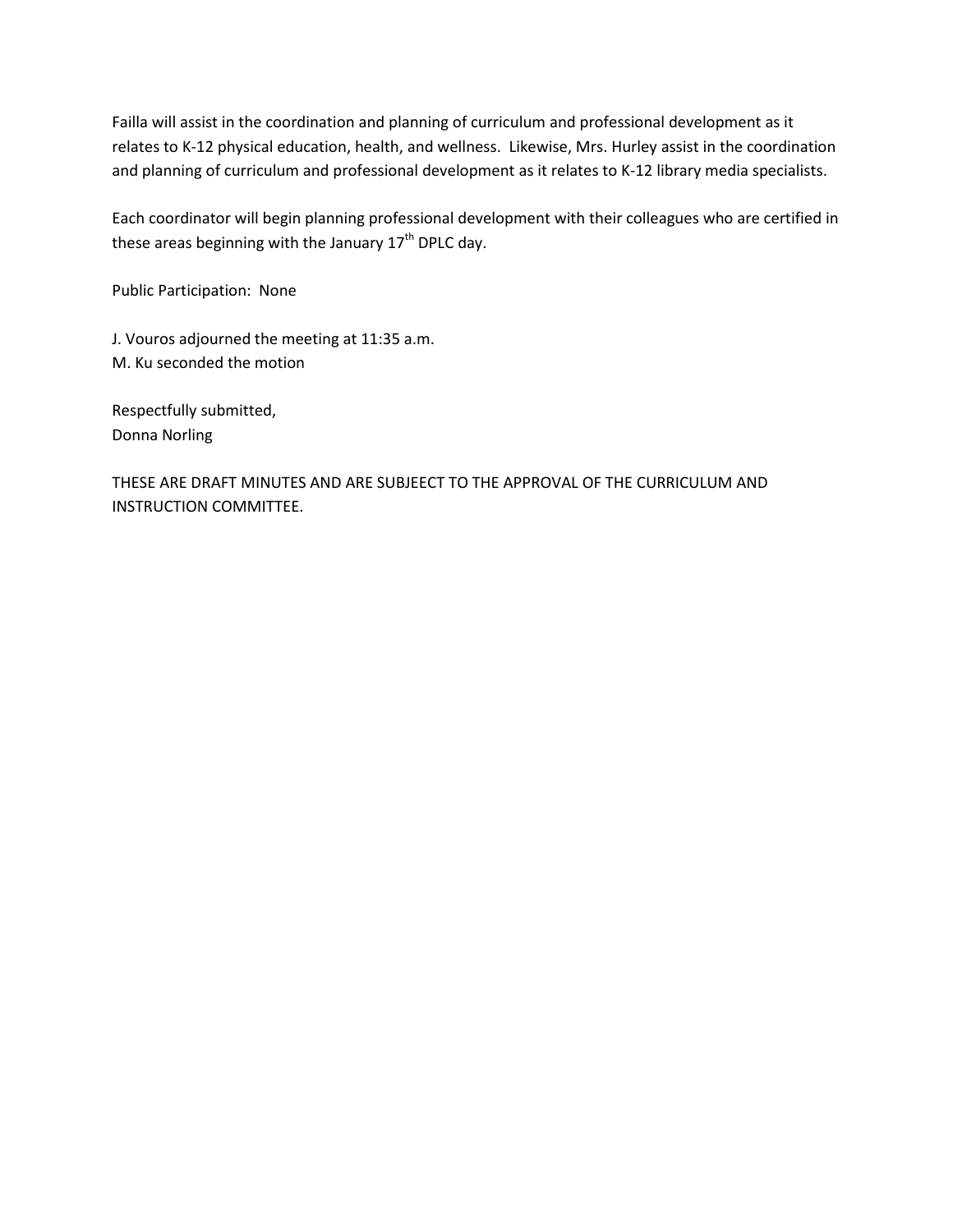Failla will assist in the coordination and planning of curriculum and professional development as it relates to K-12 physical education, health, and wellness. Likewise, Mrs. Hurley assist in the coordination and planning of curriculum and professional development as it relates to K-12 library media specialists.

Each coordinator will begin planning professional development with their colleagues who are certified in these areas beginning with the January 17th DPLC day.

Public Participation: None

J. Vouros adjourned the meeting at 11:35 a.m.
M. Ku seconded the motion

Respectfully submitted,
Donna Norling

THESE ARE DRAFT MINUTES AND ARE SUBJEECT TO THE APPROVAL OF THE CURRICULUM AND INSTRUCTION COMMITTEE.